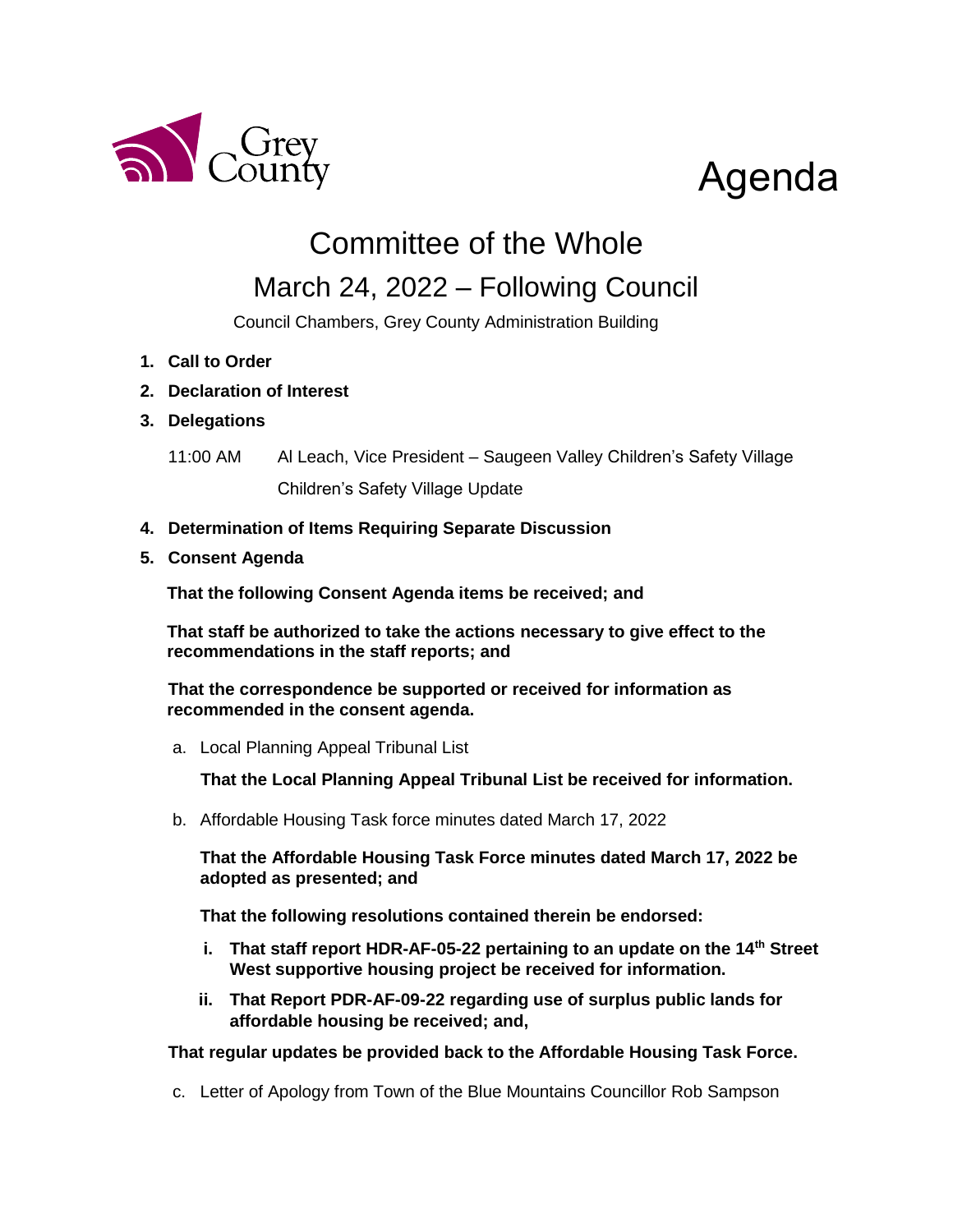Grey County

# Agenda

## Committee of the Whole

## March 24, 2022 – Following Council

Council Chambers, Grey County Administration Building

1. **Call to Order**
2. **Declaration of Interest**
3. **Delegations**

   11:00 AM Al Leach, Vice President – Saugeen Valley Children's Safety Village

   Children's Safety Village Update

4. **Determination of Items Requiring Separate Discussion**
5. **Consent Agenda**

   **That the following Consent Agenda items be received; and**

   **That staff be authorized to take the actions necessary to give effect to the recommendations in the staff reports; and**

   **That the correspondence be supported or received for information as recommended in the consent agenda.**

   a. Local Planning Appeal Tribunal List

   **That the Local Planning Appeal Tribunal List be received for information.**

   b. Affordable Housing Task force minutes dated March 17, 2022

   **That the Affordable Housing Task Force minutes dated March 17, 2022 be adopted as presented; and**

   **That the following resolutions contained therein be endorsed:**

   i. **That staff report HDR-AF-05-22 pertaining to an update on the 14th Street West supportive housing project be received for information.**

   ii. **That Report PDR-AF-09-22 regarding use of surplus public lands for affordable housing be received; and,**

   **That regular updates be provided back to the Affordable Housing Task Force.**

   c. Letter of Apology from Town of the Blue Mountains Councillor Rob Sampson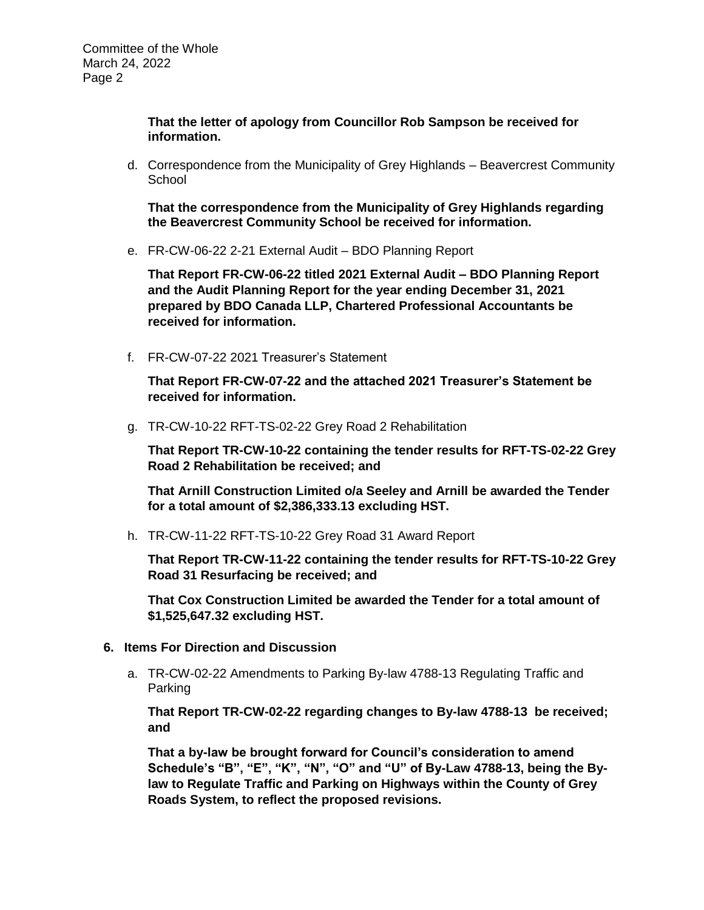**That the letter of apology from Councillor Rob Sampson be received for information.**

d. Correspondence from the Municipality of Grey Highlands – Beavercrest Community School

   **That the correspondence from the Municipality of Grey Highlands regarding the Beavercrest Community School be received for information.**

e. FR-CW-06-22 2-21 External Audit – BDO Planning Report

   **That Report FR-CW-06-22 titled 2021 External Audit – BDO Planning Report and the Audit Planning Report for the year ending December 31, 2021 prepared by BDO Canada LLP, Chartered Professional Accountants be received for information.**

f. FR-CW-07-22 2021 Treasurer's Statement

   **That Report FR-CW-07-22 and the attached 2021 Treasurer's Statement be received for information.**

g. TR-CW-10-22 RFT-TS-02-22 Grey Road 2 Rehabilitation

   **That Report TR-CW-10-22 containing the tender results for RFT-TS-02-22 Grey Road 2 Rehabilitation be received; and**

   **That Arnill Construction Limited o/a Seeley and Arnill be awarded the Tender for a total amount of $2,386,333.13 excluding HST.**

h. TR-CW-11-22 RFT-TS-10-22 Grey Road 31 Award Report

   **That Report TR-CW-11-22 containing the tender results for RFT-TS-10-22 Grey Road 31 Resurfacing be received; and**

   **That Cox Construction Limited be awarded the Tender for a total amount of $1,525,647.32 excluding HST.**

**6. Items For Direction and Discussion**

a. TR-CW-02-22 Amendments to Parking By-law 4788-13 Regulating Traffic and Parking

   **That Report TR-CW-02-22 regarding changes to By-law 4788-13 be received; and**

   **That a by-law be brought forward for Council's consideration to amend Schedule's "B", "E", "K", "N", "O" and "U" of By-Law 4788-13, being the By-law to Regulate Traffic and Parking on Highways within the County of Grey Roads System, to reflect the proposed revisions.**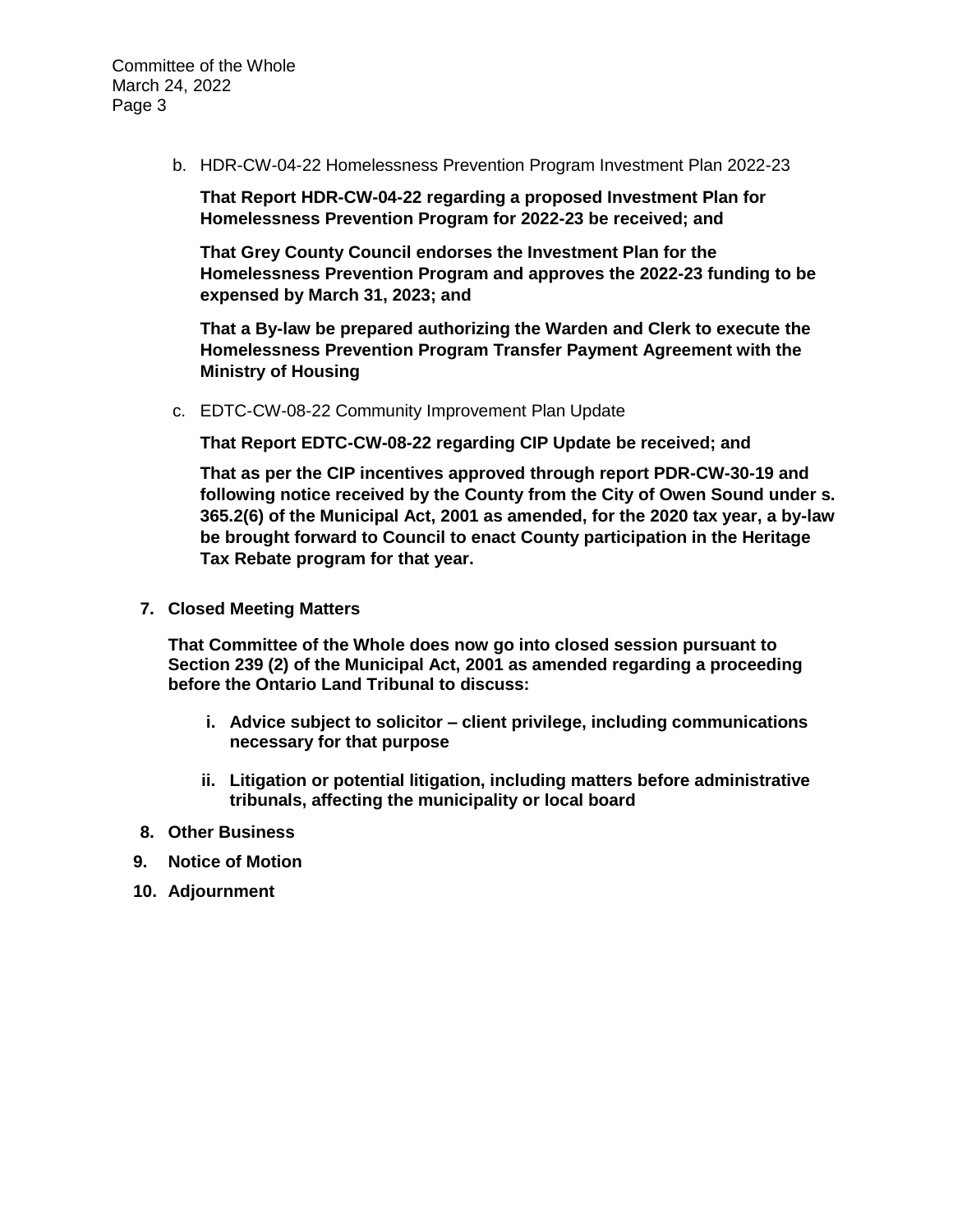b. HDR-CW-04-22 Homelessness Prevention Program Investment Plan 2022-23

**That Report HDR-CW-04-22 regarding a proposed Investment Plan for Homelessness Prevention Program for 2022-23 be received; and**

**That Grey County Council endorses the Investment Plan for the Homelessness Prevention Program and approves the 2022-23 funding to be expensed by March 31, 2023; and**

**That a By-law be prepared authorizing the Warden and Clerk to execute the Homelessness Prevention Program Transfer Payment Agreement with the Ministry of Housing**

c. EDTC-CW-08-22 Community Improvement Plan Update

**That Report EDTC-CW-08-22 regarding CIP Update be received; and**

**That as per the CIP incentives approved through report PDR-CW-30-19 and following notice received by the County from the City of Owen Sound under s. 365.2(6) of the Municipal Act, 2001 as amended, for the 2020 tax year, a by-law be brought forward to Council to enact County participation in the Heritage Tax Rebate program for that year.**

**7. Closed Meeting Matters**

**That Committee of the Whole does now go into closed session pursuant to Section 239 (2) of the Municipal Act, 2001 as amended regarding a proceeding before the Ontario Land Tribunal to discuss:**

- **i. Advice subject to solicitor – client privilege, including communications necessary for that purpose**
- **ii. Litigation or potential litigation, including matters before administrative tribunals, affecting the municipality or local board**

**8. Other Business**

**9. Notice of Motion**

**10. Adjournment**